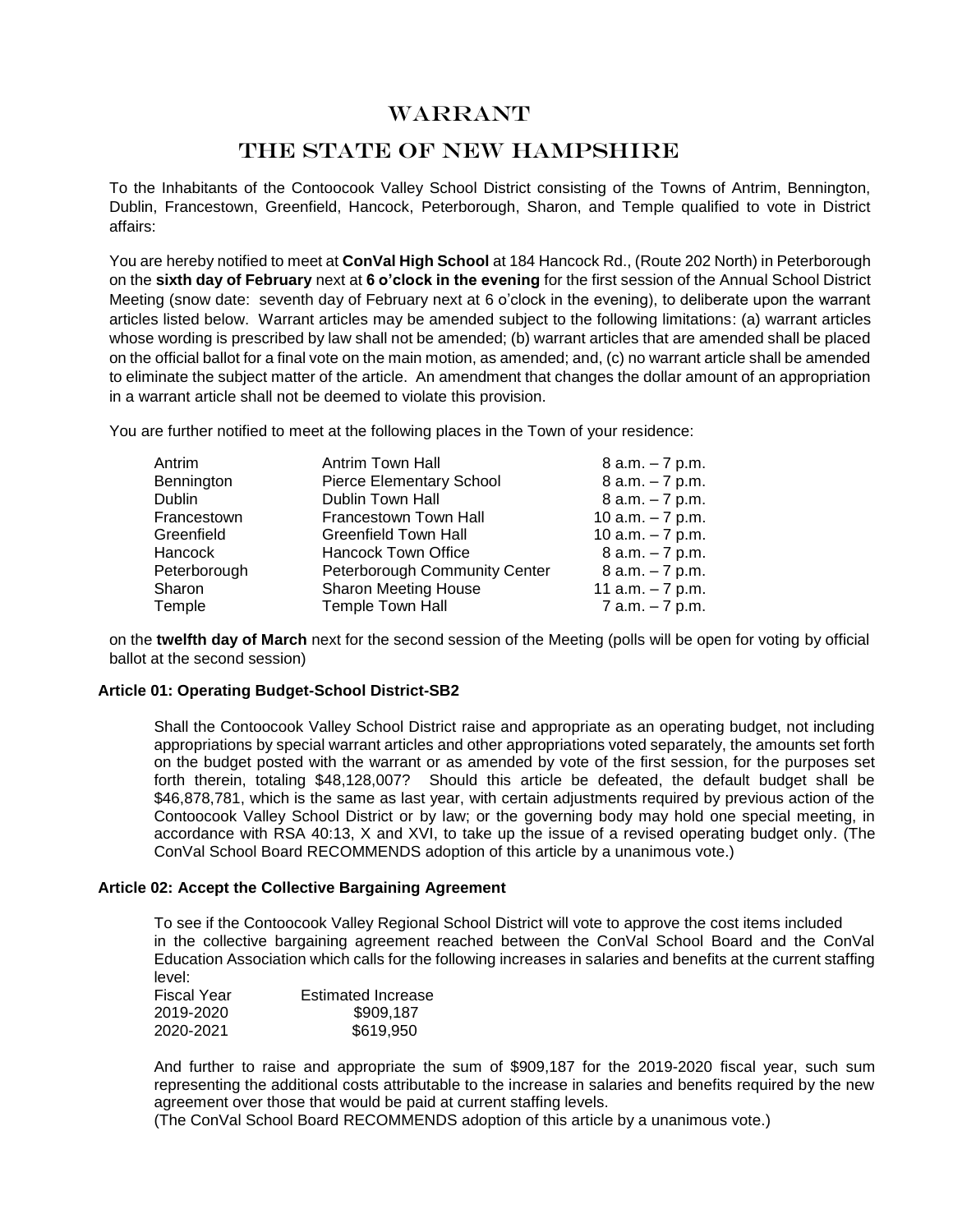# WARRANT

# THE STATE OF NEW HAMPSHIRE

To the Inhabitants of the Contoocook Valley School District consisting of the Towns of Antrim, Bennington, Dublin, Francestown, Greenfield, Hancock, Peterborough, Sharon, and Temple qualified to vote in District affairs:

You are hereby notified to meet at **ConVal High School** at 184 Hancock Rd., (Route 202 North) in Peterborough on the **sixth day of February** next at **6 o'clock in the evening** for the first session of the Annual School District Meeting (snow date: seventh day of February next at 6 o'clock in the evening), to deliberate upon the warrant articles listed below. Warrant articles may be amended subject to the following limitations: (a) warrant articles whose wording is prescribed by law shall not be amended; (b) warrant articles that are amended shall be placed on the official ballot for a final vote on the main motion, as amended; and, (c) no warrant article shall be amended to eliminate the subject matter of the article. An amendment that changes the dollar amount of an appropriation in a warrant article shall not be deemed to violate this provision.

You are further notified to meet at the following places in the Town of your residence:

| | | |
|---|---|---|
| Antrim | Antrim Town Hall | 8 a.m. – 7 p.m. |
| Bennington | Pierce Elementary School | 8 a.m. – 7 p.m. |
| Dublin | Dublin Town Hall | 8 a.m. – 7 p.m. |
| Francestown | Francestown Town Hall | 10 a.m. – 7 p.m. |
| Greenfield | Greenfield Town Hall | 10 a.m. – 7 p.m. |
| Hancock | Hancock Town Office | 8 a.m. – 7 p.m. |
| Peterborough | Peterborough Community Center | 8 a.m. – 7 p.m. |
| Sharon | Sharon Meeting House | 11 a.m. – 7 p.m. |
| Temple | Temple Town Hall | 7 a.m. – 7 p.m. |

on the **twelfth day of March** next for the second session of the Meeting (polls will be open for voting by official ballot at the second session)

**Article 01: Operating Budget-School District-SB2**

Shall the Contoocook Valley School District raise and appropriate as an operating budget, not including appropriations by special warrant articles and other appropriations voted separately, the amounts set forth on the budget posted with the warrant or as amended by vote of the first session, for the purposes set forth therein, totaling $48,128,007? Should this article be defeated, the default budget shall be $46,878,781, which is the same as last year, with certain adjustments required by previous action of the Contoocook Valley School District or by law; or the governing body may hold one special meeting, in accordance with RSA 40:13, X and XVI, to take up the issue of a revised operating budget only. (The ConVal School Board RECOMMENDS adoption of this article by a unanimous vote.)

**Article 02: Accept the Collective Bargaining Agreement**

To see if the Contoocook Valley Regional School District will vote to approve the cost items included in the collective bargaining agreement reached between the ConVal School Board and the ConVal Education Association which calls for the following increases in salaries and benefits at the current staffing level:

| Fiscal Year | Estimated Increase |
|---|---|
| 2019-2020 | $909,187 |
| 2020-2021 | $619,950 |

And further to raise and appropriate the sum of $909,187 for the 2019-2020 fiscal year, such sum representing the additional costs attributable to the increase in salaries and benefits required by the new agreement over those that would be paid at current staffing levels.
(The ConVal School Board RECOMMENDS adoption of this article by a unanimous vote.)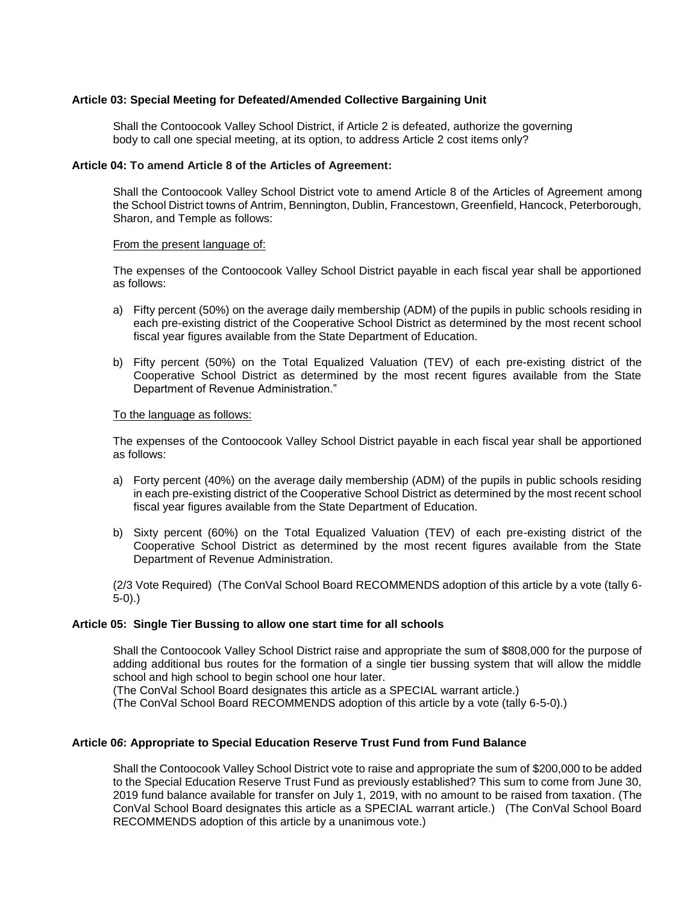**Article 03: Special Meeting for Defeated/Amended Collective Bargaining Unit**

Shall the Contoocook Valley School District, if Article 2 is defeated, authorize the governing body to call one special meeting, at its option, to address Article 2 cost items only?

**Article 04: To amend Article 8 of the Articles of Agreement:**

Shall the Contoocook Valley School District vote to amend Article 8 of the Articles of Agreement among the School District towns of Antrim, Bennington, Dublin, Francestown, Greenfield, Hancock, Peterborough, Sharon, and Temple as follows:

From the present language of:

The expenses of the Contoocook Valley School District payable in each fiscal year shall be apportioned as follows:

a) Fifty percent (50%) on the average daily membership (ADM) of the pupils in public schools residing in each pre-existing district of the Cooperative School District as determined by the most recent school fiscal year figures available from the State Department of Education.

b) Fifty percent (50%) on the Total Equalized Valuation (TEV) of each pre-existing district of the Cooperative School District as determined by the most recent figures available from the State Department of Revenue Administration."

To the language as follows:

The expenses of the Contoocook Valley School District payable in each fiscal year shall be apportioned as follows:

a) Forty percent (40%) on the average daily membership (ADM) of the pupils in public schools residing in each pre-existing district of the Cooperative School District as determined by the most recent school fiscal year figures available from the State Department of Education.

b) Sixty percent (60%) on the Total Equalized Valuation (TEV) of each pre-existing district of the Cooperative School District as determined by the most recent figures available from the State Department of Revenue Administration.

(2/3 Vote Required) (The ConVal School Board RECOMMENDS adoption of this article by a vote (tally 6-5-0).)

**Article 05: Single Tier Bussing to allow one start time for all schools**

Shall the Contoocook Valley School District raise and appropriate the sum of $808,000 for the purpose of adding additional bus routes for the formation of a single tier bussing system that will allow the middle school and high school to begin school one hour later.
(The ConVal School Board designates this article as a SPECIAL warrant article.)
(The ConVal School Board RECOMMENDS adoption of this article by a vote (tally 6-5-0).)

**Article 06: Appropriate to Special Education Reserve Trust Fund from Fund Balance**

Shall the Contoocook Valley School District vote to raise and appropriate the sum of $200,000 to be added to the Special Education Reserve Trust Fund as previously established? This sum to come from June 30, 2019 fund balance available for transfer on July 1, 2019, with no amount to be raised from taxation. (The ConVal School Board designates this article as a SPECIAL warrant article.) (The ConVal School Board RECOMMENDS adoption of this article by a unanimous vote.)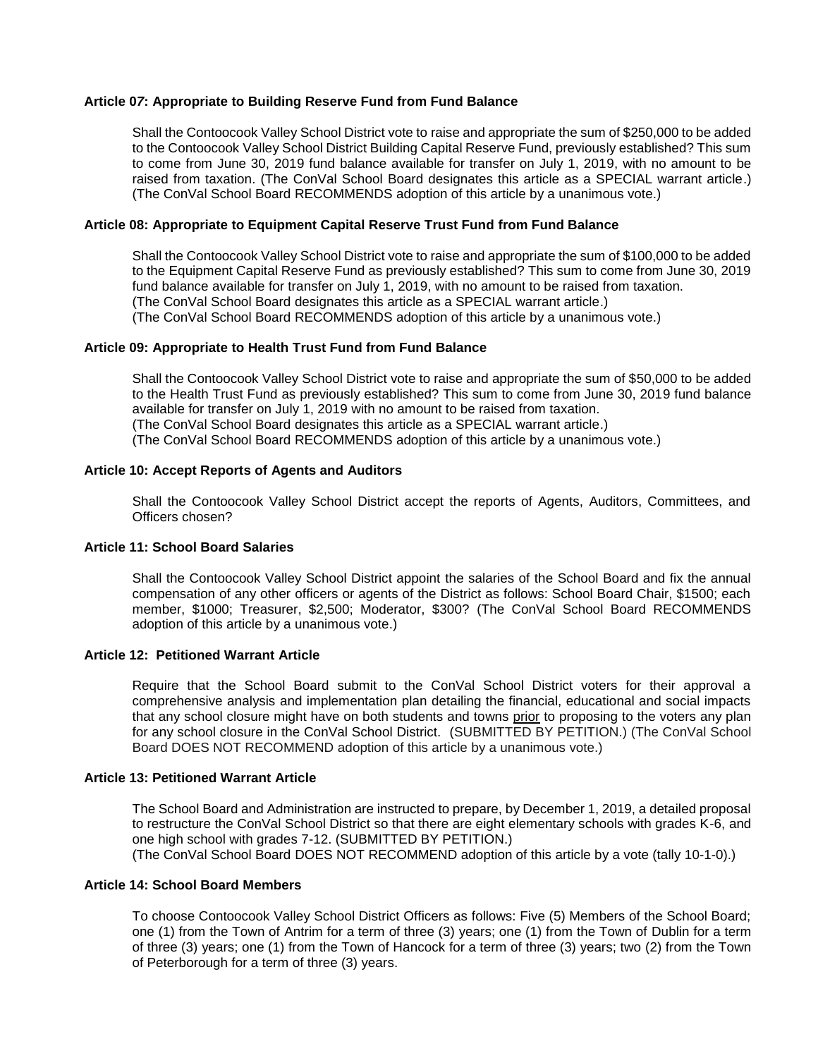**Article 07: Appropriate to Building Reserve Fund from Fund Balance**

Shall the Contoocook Valley School District vote to raise and appropriate the sum of $250,000 to be added to the Contoocook Valley School District Building Capital Reserve Fund, previously established? This sum to come from June 30, 2019 fund balance available for transfer on July 1, 2019, with no amount to be raised from taxation. (The ConVal School Board designates this article as a SPECIAL warrant article.) (The ConVal School Board RECOMMENDS adoption of this article by a unanimous vote.)

**Article 08: Appropriate to Equipment Capital Reserve Trust Fund from Fund Balance**

Shall the Contoocook Valley School District vote to raise and appropriate the sum of $100,000 to be added to the Equipment Capital Reserve Fund as previously established? This sum to come from June 30, 2019 fund balance available for transfer on July 1, 2019, with no amount to be raised from taxation.
(The ConVal School Board designates this article as a SPECIAL warrant article.)
(The ConVal School Board RECOMMENDS adoption of this article by a unanimous vote.)

**Article 09: Appropriate to Health Trust Fund from Fund Balance**

Shall the Contoocook Valley School District vote to raise and appropriate the sum of $50,000 to be added to the Health Trust Fund as previously established? This sum to come from June 30, 2019 fund balance available for transfer on July 1, 2019 with no amount to be raised from taxation.
(The ConVal School Board designates this article as a SPECIAL warrant article.)
(The ConVal School Board RECOMMENDS adoption of this article by a unanimous vote.)

**Article 10: Accept Reports of Agents and Auditors**

Shall the Contoocook Valley School District accept the reports of Agents, Auditors, Committees, and Officers chosen?

**Article 11: School Board Salaries**

Shall the Contoocook Valley School District appoint the salaries of the School Board and fix the annual compensation of any other officers or agents of the District as follows: School Board Chair, $1500; each member, $1000; Treasurer, $2,500; Moderator, $300? (The ConVal School Board RECOMMENDS adoption of this article by a unanimous vote.)

**Article 12: Petitioned Warrant Article**

Require that the School Board submit to the ConVal School District voters for their approval a comprehensive analysis and implementation plan detailing the financial, educational and social impacts that any school closure might have on both students and towns prior to proposing to the voters any plan for any school closure in the ConVal School District. (SUBMITTED BY PETITION.) (The ConVal School Board DOES NOT RECOMMEND adoption of this article by a unanimous vote.)

**Article 13: Petitioned Warrant Article**

The School Board and Administration are instructed to prepare, by December 1, 2019, a detailed proposal to restructure the ConVal School District so that there are eight elementary schools with grades K-6, and one high school with grades 7-12. (SUBMITTED BY PETITION.)
(The ConVal School Board DOES NOT RECOMMEND adoption of this article by a vote (tally 10-1-0).)

**Article 14: School Board Members**

To choose Contoocook Valley School District Officers as follows: Five (5) Members of the School Board; one (1) from the Town of Antrim for a term of three (3) years; one (1) from the Town of Dublin for a term of three (3) years; one (1) from the Town of Hancock for a term of three (3) years; two (2) from the Town of Peterborough for a term of three (3) years.